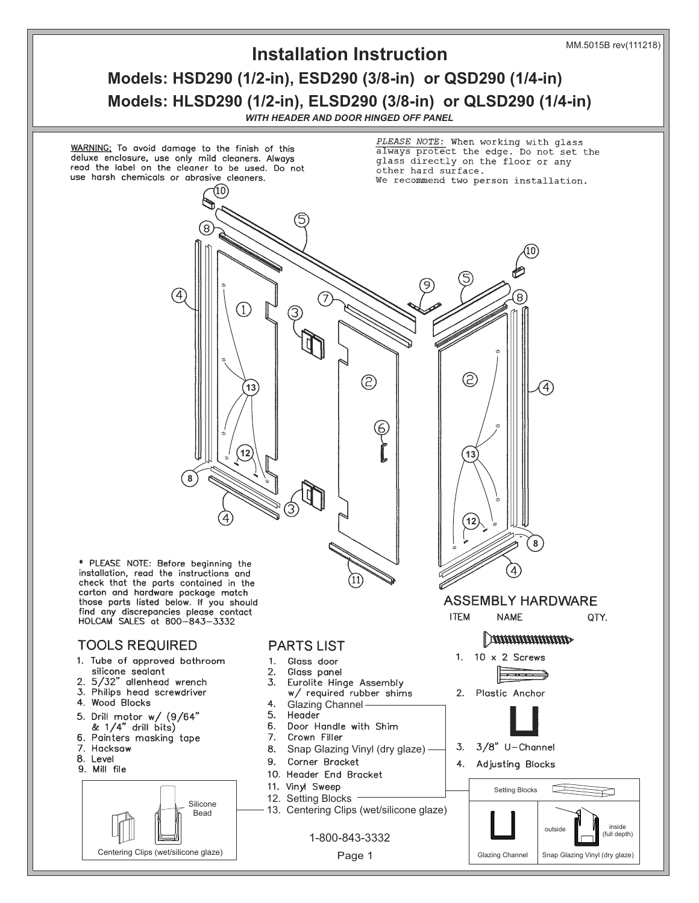MM.5015B rev(111218)

# Installation Instruction

## Models: HSD290 (1/2-in), ESD290 (3/8-in) or QSD290 (1/4-in)

## Models: HLSD290 (1/2-in), ELSD290 (3/8-in) or QLSD290 (1/4-in)

***WITH HEADER AND DOOR HINGED OFF PANEL***

WARNING: To avoid damage to the finish of this deluxe enclosure, use only mild cleaners. Always read the label on the cleaner to be used. Do not use harsh chemicals or abrasive cleaners.

*PLEASE NOTE:* When working with glass always protect the edge. Do not set the glass directly on the floor or any other hard surface.
We recommend two person installation.

* PLEASE NOTE: Before beginning the installation, read the instructions and check that the parts contained in the carton and hardware package match those parts listed below. If you should find any discrepancies please contact HOLCAM SALES at 800-843-3332

### TOOLS REQUIRED

1. Tube of approved bathroom silicone sealant
2. 5/32" allenhead wrench
3. Philips head screwdriver
4. Wood Blocks
5. Drill motor w/ (9/64" & 1/4" drill bits)
6. Painters masking tape
7. Hacksaw
8. Level
9. Mill file

### PARTS LIST

1. Glass door
2. Glass panel
3. Eurolite Hinge Assembly w/ required rubber shims
4. Glazing Channel
5. Header
6. Door Handle with Shim
7. Crown Filler
8. Snap Glazing Vinyl (dry glaze)
9. Corner Bracket
10. Header End Bracket
11. Vinyl Sweep
12. Setting Blocks
13. Centering Clips (wet/silicone glaze)

### ASSEMBLY HARDWARE

| ITEM | NAME | QTY. |
| --- | --- | --- |
| 1. | 10 x 2 Screws | |
| 2. | Plastic Anchor | |
| 3. | 3/8" U-Channel | |
| 4. | Adjusting Blocks | |

Silicone Bead

Centering Clips (wet/silicone glaze)

Setting Blocks

Glazing Channel

outside — inside (full depth)

Snap Glazing Vinyl (dry glaze)

1-800-843-3332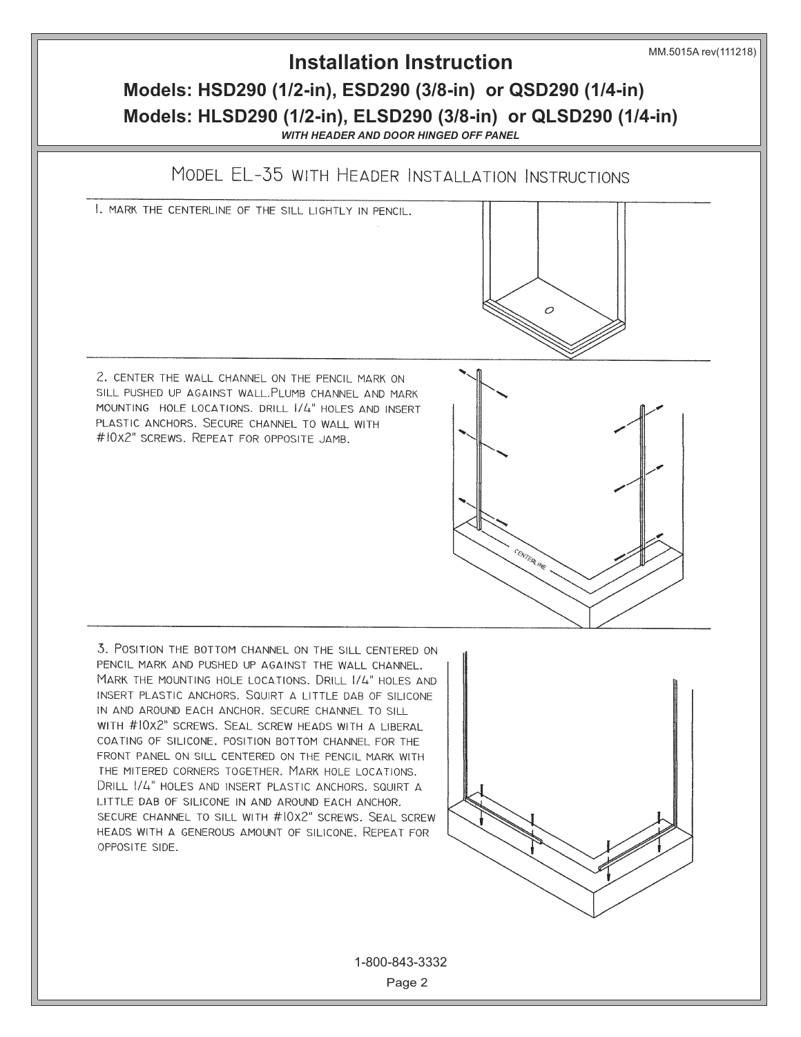# Installation Instruction

## Models: HSD290 (1/2-in), ESD290 (3/8-in) or QSD290 (1/4-in)

## Models: HLSD290 (1/2-in), ELSD290 (3/8-in) or QLSD290 (1/4-in)

***WITH HEADER AND DOOR HINGED OFF PANEL***

## MODEL EL-35 WITH HEADER INSTALLATION INSTRUCTIONS

1. MARK THE CENTERLINE OF THE SILL LIGHTLY IN PENCIL.

2. CENTER THE WALL CHANNEL ON THE PENCIL MARK ON SILL PUSHED UP AGAINST WALL. PLUMB CHANNEL AND MARK MOUNTING HOLE LOCATIONS. DRILL 1/4" HOLES AND INSERT PLASTIC ANCHORS. SECURE CHANNEL TO WALL WITH #10X2" SCREWS. REPEAT FOR OPPOSITE JAMB.

3. POSITION THE BOTTOM CHANNEL ON THE SILL CENTERED ON PENCIL MARK AND PUSHED UP AGAINST THE WALL CHANNEL. MARK THE MOUNTING HOLE LOCATIONS. DRILL 1/4" HOLES AND INSERT PLASTIC ANCHORS. SQUIRT A LITTLE DAB OF SILICONE IN AND AROUND EACH ANCHOR. SECURE CHANNEL TO SILL WITH #10X2" SCREWS. SEAL SCREW HEADS WITH A LIBERAL COATING OF SILICONE. POSITION BOTTOM CHANNEL FOR THE FRONT PANEL ON SILL CENTERED ON THE PENCIL MARK WITH THE MITERED CORNERS TOGETHER. MARK HOLE LOCATIONS. DRILL 1/4" HOLES AND INSERT PLASTIC ANCHORS. SQUIRT A LITTLE DAB OF SILICONE IN AND AROUND EACH ANCHOR. SECURE CHANNEL TO SILL WITH #10X2" SCREWS. SEAL SCREW HEADS WITH A GENEROUS AMOUNT OF SILICONE. REPEAT FOR OPPOSITE SIDE.

1-800-843-3332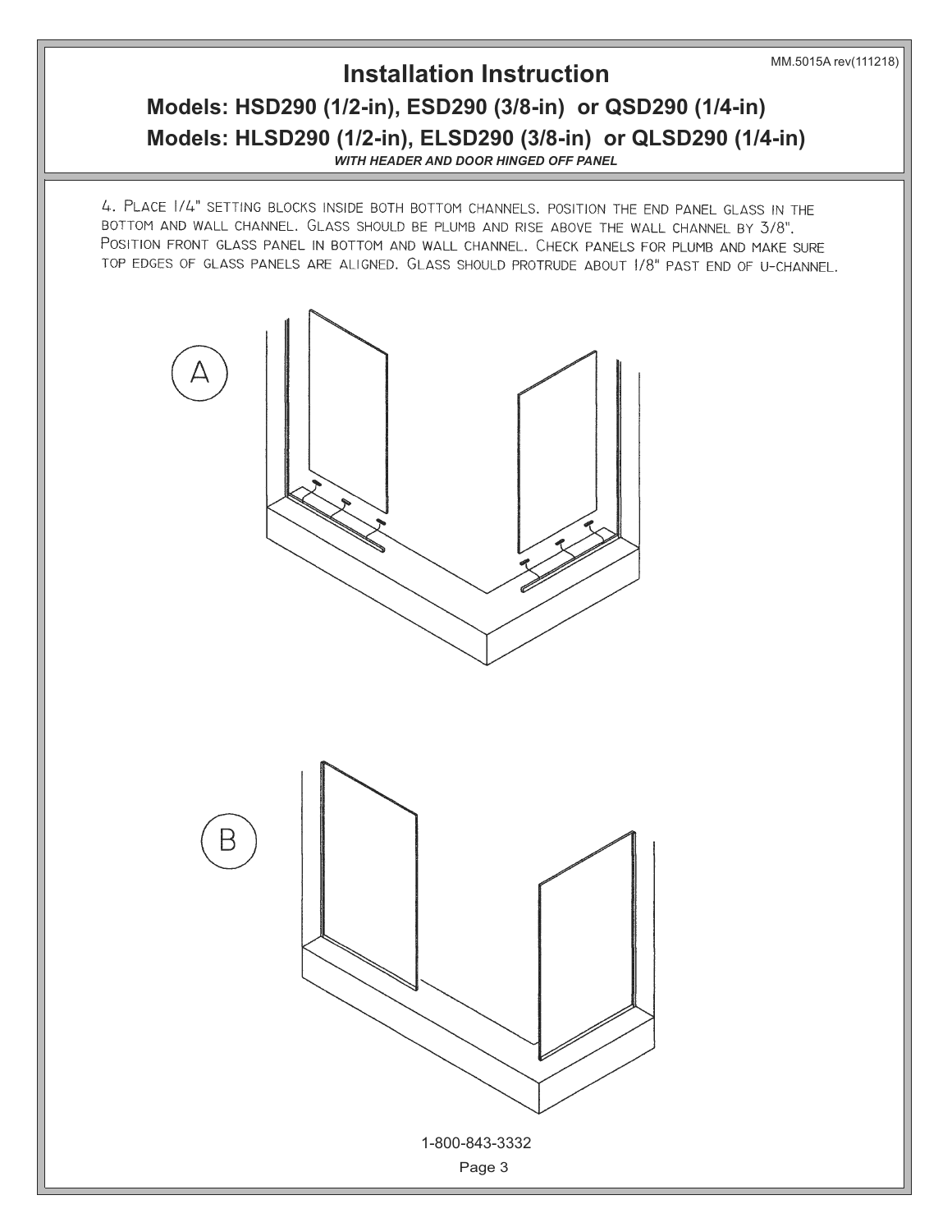# Installation Instruction

## Models: HSD290 (1/2-in), ESD290 (3/8-in) or QSD290 (1/4-in)

## Models: HLSD290 (1/2-in), ELSD290 (3/8-in) or QLSD290 (1/4-in)

***WITH HEADER AND DOOR HINGED OFF PANEL***

4. PLACE 1/4" SETTING BLOCKS INSIDE BOTH BOTTOM CHANNELS. POSITION THE END PANEL GLASS IN THE BOTTOM AND WALL CHANNEL. GLASS SHOULD BE PLUMB AND RISE ABOVE THE WALL CHANNEL BY 3/8". POSITION FRONT GLASS PANEL IN BOTTOM AND WALL CHANNEL. CHECK PANELS FOR PLUMB AND MAKE SURE TOP EDGES OF GLASS PANELS ARE ALIGNED. GLASS SHOULD PROTRUDE ABOUT 1/8" PAST END OF U-CHANNEL.

A

B

1-800-843-3332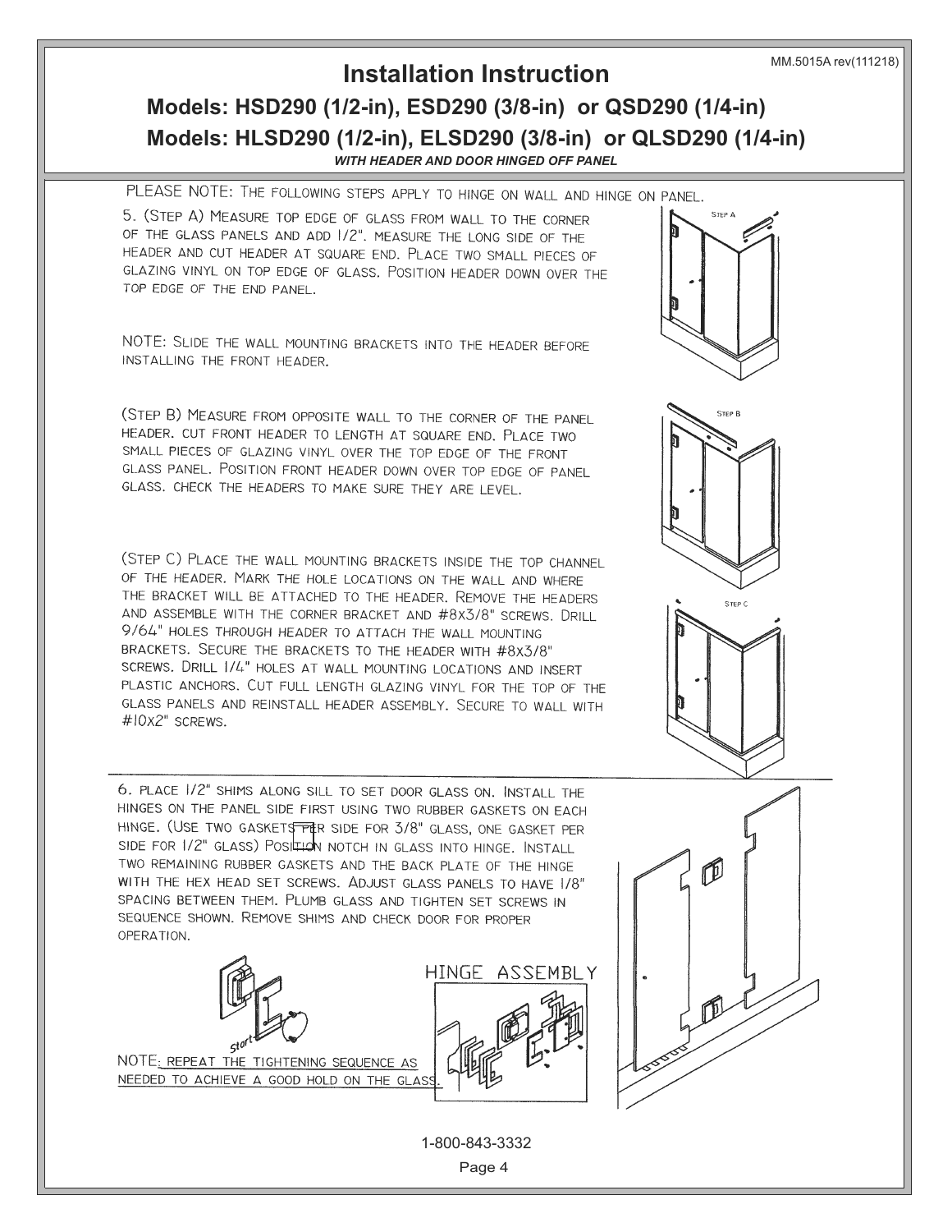MM.5015A rev(111218)

# Installation Instruction

## Models: HSD290 (1/2-in), ESD290 (3/8-in) or QSD290 (1/4-in)

## Models: HLSD290 (1/2-in), ELSD290 (3/8-in) or QLSD290 (1/4-in)

***WITH HEADER AND DOOR HINGED OFF PANEL***

PLEASE NOTE: THE FOLLOWING STEPS APPLY TO HINGE ON WALL AND HINGE ON PANEL.

5. (STEP A) MEASURE TOP EDGE OF GLASS FROM WALL TO THE CORNER OF THE GLASS PANELS AND ADD 1/2". MEASURE THE LONG SIDE OF THE HEADER AND CUT HEADER AT SQUARE END. PLACE TWO SMALL PIECES OF GLAZING VINYL ON TOP EDGE OF GLASS. POSITION HEADER DOWN OVER THE TOP EDGE OF THE END PANEL.

NOTE: SLIDE THE WALL MOUNTING BRACKETS INTO THE HEADER BEFORE INSTALLING THE FRONT HEADER.

(STEP B) MEASURE FROM OPPOSITE WALL TO THE CORNER OF THE PANEL HEADER. CUT FRONT HEADER TO LENGTH AT SQUARE END. PLACE TWO SMALL PIECES OF GLAZING VINYL OVER THE TOP EDGE OF THE FRONT GLASS PANEL. POSITION FRONT HEADER DOWN OVER TOP EDGE OF PANEL GLASS. CHECK THE HEADERS TO MAKE SURE THEY ARE LEVEL.

(STEP C) PLACE THE WALL MOUNTING BRACKETS INSIDE THE TOP CHANNEL OF THE HEADER. MARK THE HOLE LOCATIONS ON THE WALL AND WHERE THE BRACKET WILL BE ATTACHED TO THE HEADER. REMOVE THE HEADERS AND ASSEMBLE WITH THE CORNER BRACKET AND #8X3/8" SCREWS. DRILL 9/64" HOLES THROUGH HEADER TO ATTACH THE WALL MOUNTING BRACKETS. SECURE THE BRACKETS TO THE HEADER WITH #8X3/8" SCREWS. DRILL 1/4" HOLES AT WALL MOUNTING LOCATIONS AND INSERT PLASTIC ANCHORS. CUT FULL LENGTH GLAZING VINYL FOR THE TOP OF THE GLASS PANELS AND REINSTALL HEADER ASSEMBLY. SECURE TO WALL WITH #10X2" SCREWS.

6. PLACE 1/2" SHIMS ALONG SILL TO SET DOOR GLASS ON. INSTALL THE HINGES ON THE PANEL SIDE FIRST USING TWO RUBBER GASKETS ON EACH HINGE. (USE TWO GASKETS PER SIDE FOR 3/8" GLASS, ONE GASKET PER SIDE FOR 1/2" GLASS) POSITION NOTCH IN GLASS INTO HINGE. INSTALL TWO REMAINING RUBBER GASKETS AND THE BACK PLATE OF THE HINGE WITH THE HEX HEAD SET SCREWS. ADJUST GLASS PANELS TO HAVE 1/8" SPACING BETWEEN THEM. PLUMB GLASS AND TIGHTEN SET SCREWS IN SEQUENCE SHOWN. REMOVE SHIMS AND CHECK DOOR FOR PROPER OPERATION.

NOTE: REPEAT THE TIGHTENING SEQUENCE AS NEEDED TO ACHIEVE A GOOD HOLD ON THE GLASS.

1-800-843-3332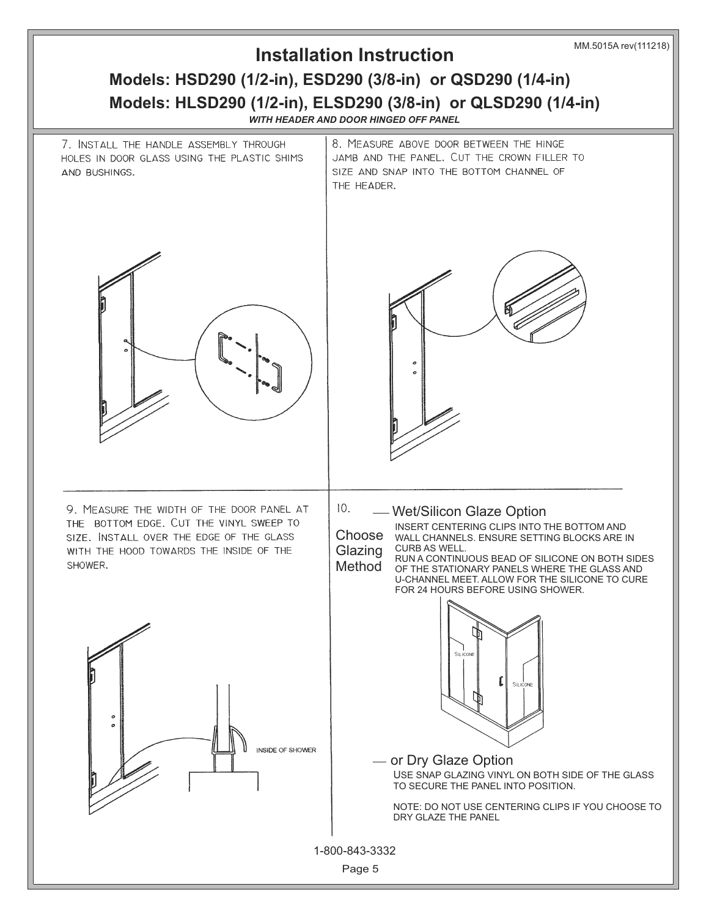# Installation Instruction

## Models: HSD290 (1/2-in), ESD290 (3/8-in) or QSD290 (1/4-in)

## Models: HLSD290 (1/2-in), ELSD290 (3/8-in) or QLSD290 (1/4-in)

***WITH HEADER AND DOOR HINGED OFF PANEL***

7. Install the handle assembly through holes in door glass using the plastic shims and bushings.

8. Measure above door between the hinge jamb and the panel. Cut the crown filler to size and snap into the bottom channel of the header.

9. Measure the width of the door panel at the bottom edge. Cut the vinyl sweep to size. Install over the edge of the glass with the hood towards the inside of the shower.

INSIDE OF SHOWER

10. Choose Glazing Method

— Wet/Silicon Glaze Option

INSERT CENTERING CLIPS INTO THE BOTTOM AND WALL CHANNELS. ENSURE SETTING BLOCKS ARE IN CURB AS WELL.
RUN A CONTINUOUS BEAD OF SILICONE ON BOTH SIDES OF THE STATIONARY PANELS WHERE THE GLASS AND U-CHANNEL MEET. ALLOW FOR THE SILICONE TO CURE FOR 24 HOURS BEFORE USING SHOWER.

Silicone

Silicone

— or Dry Glaze Option

USE SNAP GLAZING VINYL ON BOTH SIDE OF THE GLASS TO SECURE THE PANEL INTO POSITION.

NOTE: DO NOT USE CENTERING CLIPS IF YOU CHOOSE TO DRY GLAZE THE PANEL

1-800-843-3332